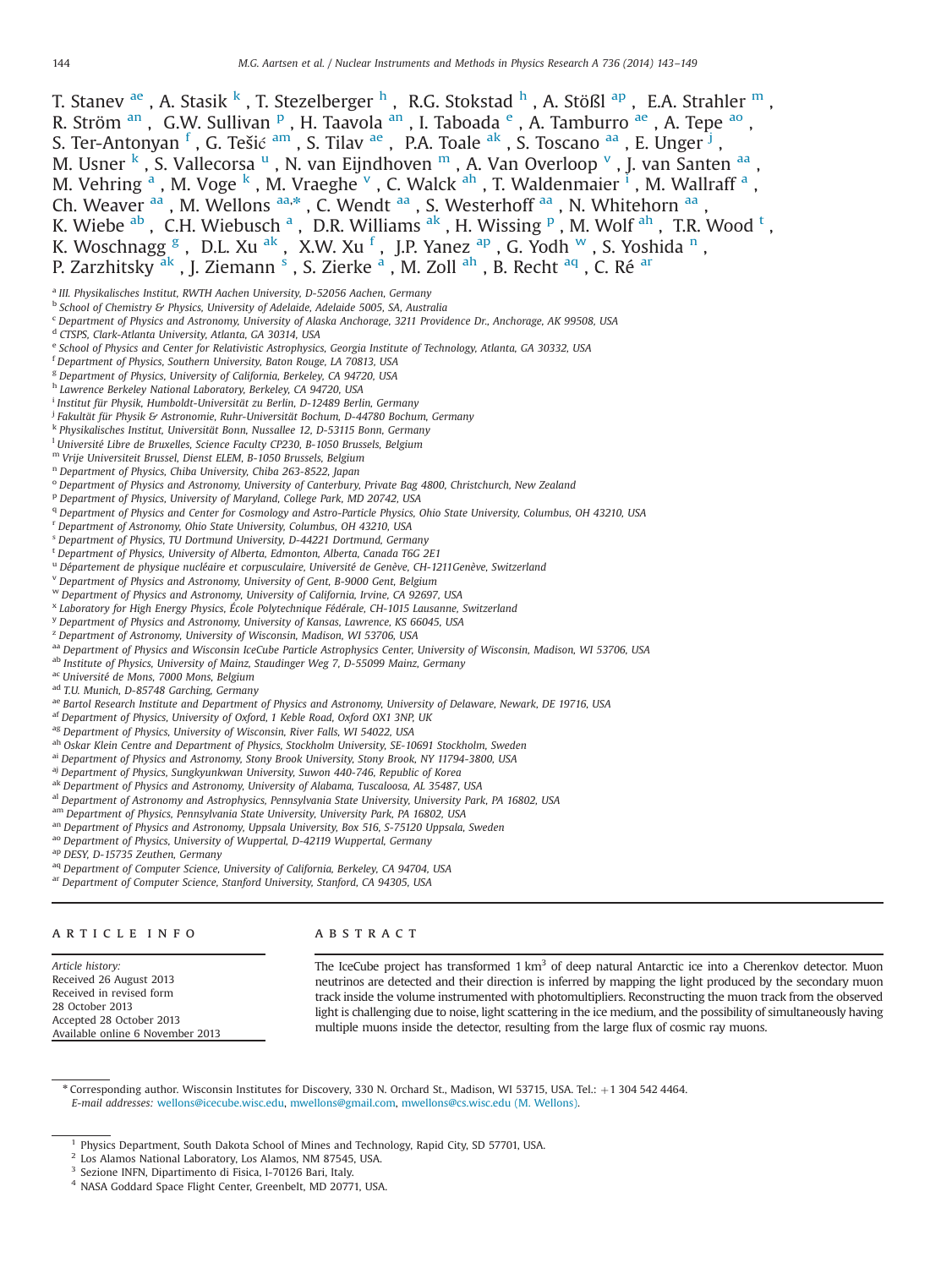T. Stanev [ae], A. Stasik [k], T. Stezelberger [h], R.G. Stokstad [h], A. Stößl [ap], E.A. Strahler [m], R. Ström [an], G.W. Sullivan [p], H. Taavola [an], I. Taboada [e], A. Tamburro [ae], A. Tepe [ao], S. Ter-Antonyan [f], G. Tešić [am], S. Tilav [ae], P.A. Toale [ak], S. Toscano [aa], E. Unger [j], M. Usner [k], S. Vallecorsa [u], N. van Eijndhoven [m], A. Van Overloop [v], J. van Santen [aa], M. Vehring [a], M. Voge [k], M. Vraeghe [v], C. Walck [ah], T. Waldenmaier [i], M. Wallraff [a], Ch. Weaver [aa], M. Wellons [aa,*], C. Wendt [aa], S. Westerhoff [aa], N. Whitehorn [aa], K. Wiebe [ab], C.H. Wiebusch [a], D.R. Williams [ak], H. Wissing [p], M. Wolf [ah], T.R. Wood [t], K. Woschnagg [g], D.L. Xu [ak], X.W. Xu [f], J.P. Yanez [ap], G. Yodh [w], S. Yoshida [n], P. Zarzhitsky [ak], J. Ziemann [s], S. Zierke [a], M. Zoll [ah], B. Recht [aq], C. Ré [ar]

[a] III. Physikalisches Institut, RWTH Aachen University, D-52056 Aachen, Germany
[b] School of Chemistry & Physics, University of Adelaide, Adelaide 5005, SA, Australia
[c] Department of Physics and Astronomy, University of Alaska Anchorage, 3211 Providence Dr., Anchorage, AK 99508, USA
[d] CTSPS, Clark-Atlanta University, Atlanta, GA 30314, USA
[e] School of Physics and Center for Relativistic Astrophysics, Georgia Institute of Technology, Atlanta, GA 30332, USA
[f] Department of Physics, Southern University, Baton Rouge, LA 70813, USA
[g] Department of Physics, University of California, Berkeley, CA 94720, USA
[h] Lawrence Berkeley National Laboratory, Berkeley, CA 94720, USA
[i] Institut für Physik, Humboldt-Universität zu Berlin, D-12489 Berlin, Germany
[j] Fakultät für Physik & Astronomie, Ruhr-Universität Bochum, D-44780 Bochum, Germany
[k] Physikalisches Institut, Universität Bonn, Nussallee 12, D-53115 Bonn, Germany
[l] Université Libre de Bruxelles, Science Faculty CP230, B-1050 Brussels, Belgium
[m] Vrije Universiteit Brussel, Dienst ELEM, B-1050 Brussels, Belgium
[n] Department of Physics, Chiba University, Chiba 263-8522, Japan
[o] Department of Physics and Astronomy, University of Canterbury, Private Bag 4800, Christchurch, New Zealand
[p] Department of Physics, University of Maryland, College Park, MD 20742, USA
[q] Department of Physics and Center for Cosmology and Astro-Particle Physics, Ohio State University, Columbus, OH 43210, USA
[r] Department of Astronomy, Ohio State University, Columbus, OH 43210, USA
[s] Department of Physics, TU Dortmund University, D-44221 Dortmund, Germany
[t] Department of Physics, University of Alberta, Edmonton, Alberta, Canada T6G 2E1
[u] Département de physique nucléaire et corpusculaire, Université de Genève, CH-1211Genève, Switzerland
[v] Department of Physics and Astronomy, University of Gent, B-9000 Gent, Belgium
[w] Department of Physics and Astronomy, University of California, Irvine, CA 92697, USA
[x] Laboratory for High Energy Physics, École Polytechnique Fédérale, CH-1015 Lausanne, Switzerland
[y] Department of Physics and Astronomy, University of Kansas, Lawrence, KS 66045, USA
[z] Department of Astronomy, University of Wisconsin, Madison, WI 53706, USA
[aa] Department of Physics and Wisconsin IceCube Particle Astrophysics Center, University of Wisconsin, Madison, WI 53706, USA
[ab] Institute of Physics, University of Mainz, Staudinger Weg 7, D-55099 Mainz, Germany
[ac] Université de Mons, 7000 Mons, Belgium
[ad] T.U. Munich, D-85748 Garching, Germany
[ae] Bartol Research Institute and Department of Physics and Astronomy, University of Delaware, Newark, DE 19716, USA
[af] Department of Physics, University of Oxford, 1 Keble Road, Oxford OX1 3NP, UK
[ag] Department of Physics, University of Wisconsin, River Falls, WI 54022, USA
[ah] Oskar Klein Centre and Department of Physics, Stockholm University, SE-10691 Stockholm, Sweden
[ai] Department of Physics and Astronomy, Stony Brook University, Stony Brook, NY 11794-3800, USA
[aj] Department of Physics, Sungkyunkwan University, Suwon 440-746, Republic of Korea
[ak] Department of Physics and Astronomy, University of Alabama, Tuscaloosa, AL 35487, USA
[al] Department of Astronomy and Astrophysics, Pennsylvania State University, University Park, PA 16802, USA
[am] Department of Physics, Pennsylvania State University, University Park, PA 16802, USA
[an] Department of Physics and Astronomy, Uppsala University, Box 516, S-75120 Uppsala, Sweden
[ao] Department of Physics, University of Wuppertal, D-42119 Wuppertal, Germany
[ap] DESY, D-15735 Zeuthen, Germany
[aq] Department of Computer Science, University of California, Berkeley, CA 94704, USA
[ar] Department of Computer Science, Stanford University, Stanford, CA 94305, USA

## ARTICLE INFO

*Article history:*
Received 26 August 2013
Received in revised form 28 October 2013
Accepted 28 October 2013
Available online 6 November 2013

## ABSTRACT

The IceCube project has transformed 1 $km^3$ of deep natural Antarctic ice into a Cherenkov detector. Muon neutrinos are detected and their direction is inferred by mapping the light produced by the secondary muon track inside the volume instrumented with photomultipliers. Reconstructing the muon track from the observed light is challenging due to noise, light scattering in the ice medium, and the possibility of simultaneously having multiple muons inside the detector, resulting from the large flux of cosmic ray muons.

* Corresponding author. Wisconsin Institutes for Discovery, 330 N. Orchard St., Madison, WI 53715, USA. Tel.: +1 304 542 4464.
*E-mail addresses:* wellons@icecube.wisc.edu, mwellons@gmail.com, mwellons@cs.wisc.edu (M. Wellons).

[1] Physics Department, South Dakota School of Mines and Technology, Rapid City, SD 57701, USA.
[2] Los Alamos National Laboratory, Los Alamos, NM 87545, USA.
[3] Sezione INFN, Dipartimento di Fisica, I-70126 Bari, Italy.
[4] NASA Goddard Space Flight Center, Greenbelt, MD 20771, USA.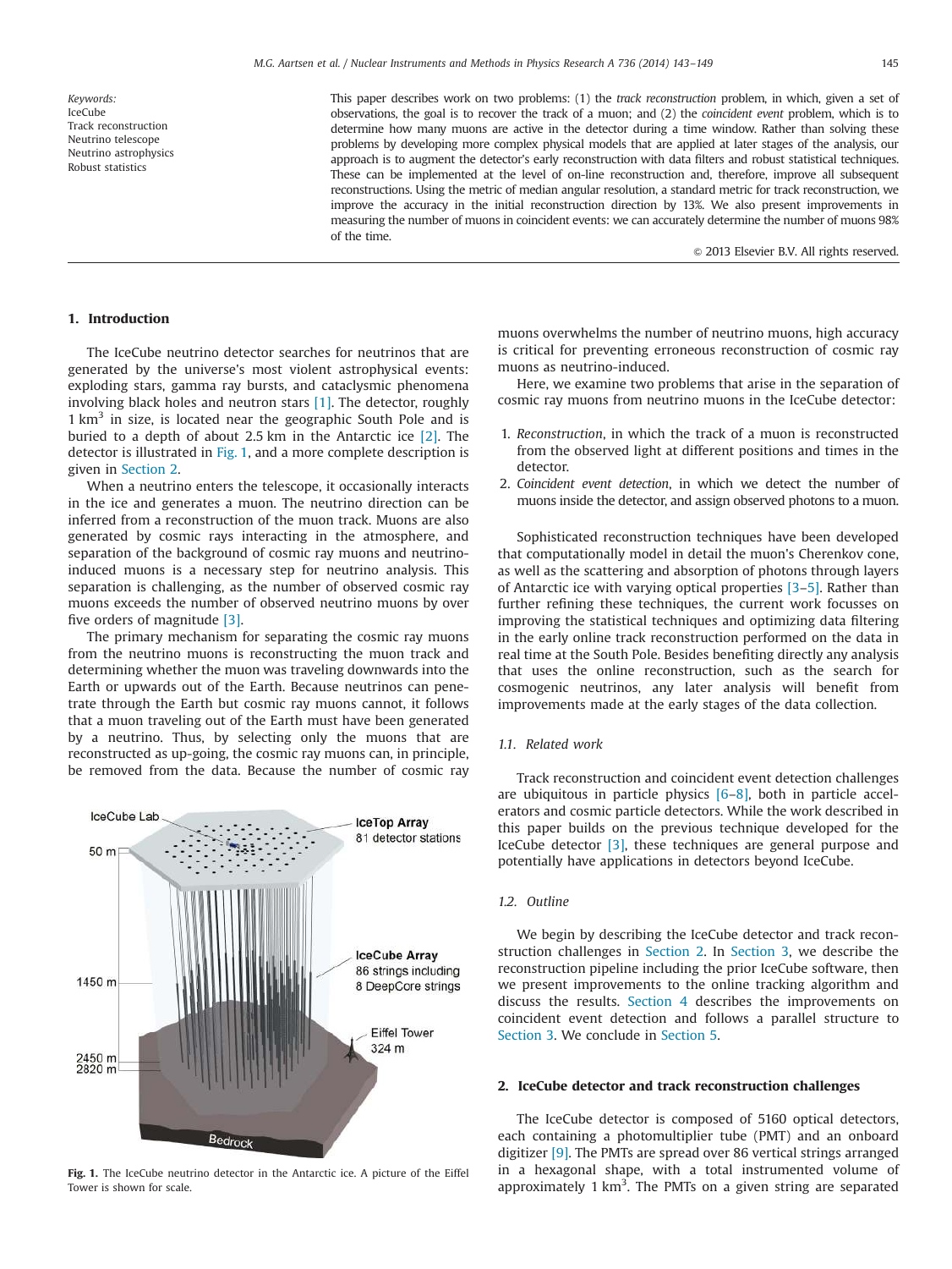Keywords:
IceCube
Track reconstruction
Neutrino telescope
Neutrino astrophysics
Robust statistics

This paper describes work on two problems: (1) the *track reconstruction* problem, in which, given a set of observations, the goal is to recover the track of a muon; and (2) the *coincident event* problem, which is to determine how many muons are active in the detector during a time window. Rather than solving these problems by developing more complex physical models that are applied at later stages of the analysis, our approach is to augment the detector's early reconstruction with data filters and robust statistical techniques. These can be implemented at the level of on-line reconstruction and, therefore, improve all subsequent reconstructions. Using the metric of median angular resolution, a standard metric for track reconstruction, we improve the accuracy in the initial reconstruction direction by 13%. We also present improvements in measuring the number of muons in coincident events: we can accurately determine the number of muons 98% of the time.

© 2013 Elsevier B.V. All rights reserved.

## 1. Introduction

The IceCube neutrino detector searches for neutrinos that are generated by the universe's most violent astrophysical events: exploding stars, gamma ray bursts, and cataclysmic phenomena involving black holes and neutron stars [1]. The detector, roughly 1 $km^3$ in size, is located near the geographic South Pole and is buried to a depth of about 2.5 km in the Antarctic ice [2]. The detector is illustrated in Fig. 1, and a more complete description is given in Section 2.

When a neutrino enters the telescope, it occasionally interacts in the ice and generates a muon. The neutrino direction can be inferred from a reconstruction of the muon track. Muons are also generated by cosmic rays interacting in the atmosphere, and separation of the background of cosmic ray muons and neutrino-induced muons is a necessary step for neutrino analysis. This separation is challenging, as the number of observed cosmic ray muons exceeds the number of observed neutrino muons by over five orders of magnitude [3].

The primary mechanism for separating the cosmic ray muons from the neutrino muons is reconstructing the muon track and determining whether the muon was traveling downwards into the Earth or upwards out of the Earth. Because neutrinos can penetrate through the Earth but cosmic ray muons cannot, it follows that a muon traveling out of the Earth must have been generated by a neutrino. Thus, by selecting only the muons that are reconstructed as up-going, the cosmic ray muons can, in principle, be removed from the data. Because the number of cosmic ray muons overwhelms the number of neutrino muons, high accuracy is critical for preventing erroneous reconstruction of cosmic ray muons as neutrino-induced.

**Fig. 1.** The IceCube neutrino detector in the Antarctic ice. A picture of the Eiffel Tower is shown for scale.

Here, we examine two problems that arise in the separation of cosmic ray muons from neutrino muons in the IceCube detector:

1. *Reconstruction*, in which the track of a muon is reconstructed from the observed light at different positions and times in the detector.
2. *Coincident event detection*, in which we detect the number of muons inside the detector, and assign observed photons to a muon.

Sophisticated reconstruction techniques have been developed that computationally model in detail the muon's Cherenkov cone, as well as the scattering and absorption of photons through layers of Antarctic ice with varying optical properties [3–5]. Rather than further refining these techniques, the current work focusses on improving the statistical techniques and optimizing data filtering in the early online track reconstruction performed on the data in real time at the South Pole. Besides benefiting directly any analysis that uses the online reconstruction, such as the search for cosmogenic neutrinos, any later analysis will benefit from improvements made at the early stages of the data collection.

### 1.1. Related work

Track reconstruction and coincident event detection challenges are ubiquitous in particle physics [6–8], both in particle accelerators and cosmic particle detectors. While the work described in this paper builds on the previous technique developed for the IceCube detector [3], these techniques are general purpose and potentially have applications in detectors beyond IceCube.

### 1.2. Outline

We begin by describing the IceCube detector and track reconstruction challenges in Section 2. In Section 3, we describe the reconstruction pipeline including the prior IceCube software, then we present improvements to the online tracking algorithm and discuss the results. Section 4 describes the improvements on coincident event detection and follows a parallel structure to Section 3. We conclude in Section 5.

## 2. IceCube detector and track reconstruction challenges

The IceCube detector is composed of 5160 optical detectors, each containing a photomultiplier tube (PMT) and an onboard digitizer [9]. The PMTs are spread over 86 vertical strings arranged in a hexagonal shape, with a total instrumented volume of approximately 1 $km^3$. The PMTs on a given string are separated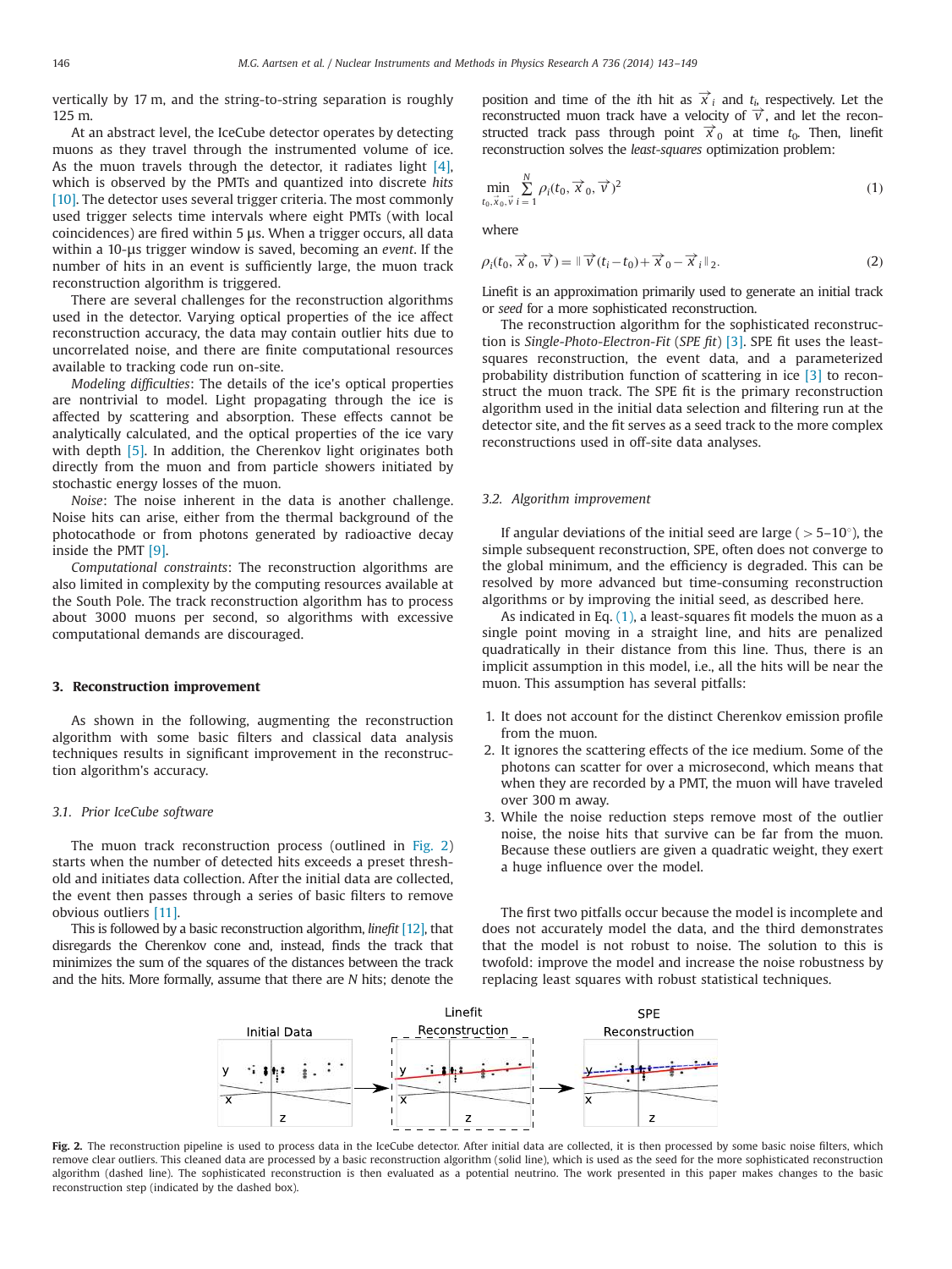vertically by 17 m, and the string-to-string separation is roughly 125 m.

At an abstract level, the IceCube detector operates by detecting muons as they travel through the instrumented volume of ice. As the muon travels through the detector, it radiates light [4], which is observed by the PMTs and quantized into discrete *hits* [10]. The detector uses several trigger criteria. The most commonly used trigger selects time intervals where eight PMTs (with local coincidences) are fired within 5 μs. When a trigger occurs, all data within a 10-μs trigger window is saved, becoming an *event*. If the number of hits in an event is sufficiently large, the muon track reconstruction algorithm is triggered.

There are several challenges for the reconstruction algorithms used in the detector. Varying optical properties of the ice affect reconstruction accuracy, the data may contain outlier hits due to uncorrelated noise, and there are finite computational resources available to tracking code run on-site.

*Modeling difficulties*: The details of the ice's optical properties are nontrivial to model. Light propagating through the ice is affected by scattering and absorption. These effects cannot be analytically calculated, and the optical properties of the ice vary with depth [5]. In addition, the Cherenkov light originates both directly from the muon and from particle showers initiated by stochastic energy losses of the muon.

*Noise*: The noise inherent in the data is another challenge. Noise hits can arise, either from the thermal background of the photocathode or from photons generated by radioactive decay inside the PMT [9].

*Computational constraints*: The reconstruction algorithms are also limited in complexity by the computing resources available at the South Pole. The track reconstruction algorithm has to process about 3000 muons per second, so algorithms with excessive computational demands are discouraged.

## 3. Reconstruction improvement

As shown in the following, augmenting the reconstruction algorithm with some basic filters and classical data analysis techniques results in significant improvement in the reconstruction algorithm's accuracy.

### 3.1. Prior IceCube software

The muon track reconstruction process (outlined in Fig. 2) starts when the number of detected hits exceeds a preset threshold and initiates data collection. After the initial data are collected, the event then passes through a series of basic filters to remove obvious outliers [11].

This is followed by a basic reconstruction algorithm, *linefit* [12], that disregards the Cherenkov cone and, instead, finds the track that minimizes the sum of the squares of the distances between the track and the hits. More formally, assume that there are $N$ hits; denote the position and time of the $i$th hit as $\vec{x}_i$ and $t_i$, respectively. Let the reconstructed muon track have a velocity of $\vec{v}$, and let the reconstructed track pass through point $\vec{x}_0$ at time $t_0$. Then, linefit reconstruction solves the *least-squares* optimization problem:

$$\min_{t_0, \vec{x}_0, \vec{v}} \sum_{i=1}^{N} \rho_i(t_0, \vec{x}_0, \vec{v})^2 \tag{1}$$

where

$$\rho_i(t_0, \vec{x}_0, \vec{v}) = \| \vec{v}(t_i - t_0) + \vec{x}_0 - \vec{x}_i \|_2. \tag{2}$$

Linefit is an approximation primarily used to generate an initial track or *seed* for a more sophisticated reconstruction.

The reconstruction algorithm for the sophisticated reconstruction is *Single-Photo-Electron-Fit* (*SPE fit*) [3]. SPE fit uses the least-squares reconstruction, the event data, and a parameterized probability distribution function of scattering in ice [3] to reconstruct the muon track. The SPE fit is the primary reconstruction algorithm used in the initial data selection and filtering run at the detector site, and the fit serves as a seed track to the more complex reconstructions used in off-site data analyses.

### 3.2. Algorithm improvement

If angular deviations of the initial seed are large ( $> 5$–$10^\circ$), the simple subsequent reconstruction, SPE, often does not converge to the global minimum, and the efficiency is degraded. This can be resolved by more advanced but time-consuming reconstruction algorithms or by improving the initial seed, as described here.

As indicated in Eq. (1), a least-squares fit models the muon as a single point moving in a straight line, and hits are penalized quadratically in their distance from this line. Thus, there is an implicit assumption in this model, i.e., all the hits will be near the muon. This assumption has several pitfalls:

1. It does not account for the distinct Cherenkov emission profile from the muon.
2. It ignores the scattering effects of the ice medium. Some of the photons can scatter for over a microsecond, which means that when they are recorded by a PMT, the muon will have traveled over 300 m away.
3. While the noise reduction steps remove most of the outlier noise, the noise hits that survive can be far from the muon. Because these outliers are given a quadratic weight, they exert a huge influence over the model.

The first two pitfalls occur because the model is incomplete and does not accurately model the data, and the third demonstrates that the model is not robust to noise. The solution to this is twofold: improve the model and increase the noise robustness by replacing least squares with robust statistical techniques.

**Fig. 2.** The reconstruction pipeline is used to process data in the IceCube detector. After initial data are collected, it is then processed by some basic noise filters, which remove clear outliers. This cleaned data are processed by a basic reconstruction algorithm (solid line), which is used as the seed for the more sophisticated reconstruction algorithm (dashed line). The sophisticated reconstruction is then evaluated as a potential neutrino. The work presented in this paper makes changes to the basic reconstruction step (indicated by the dashed box).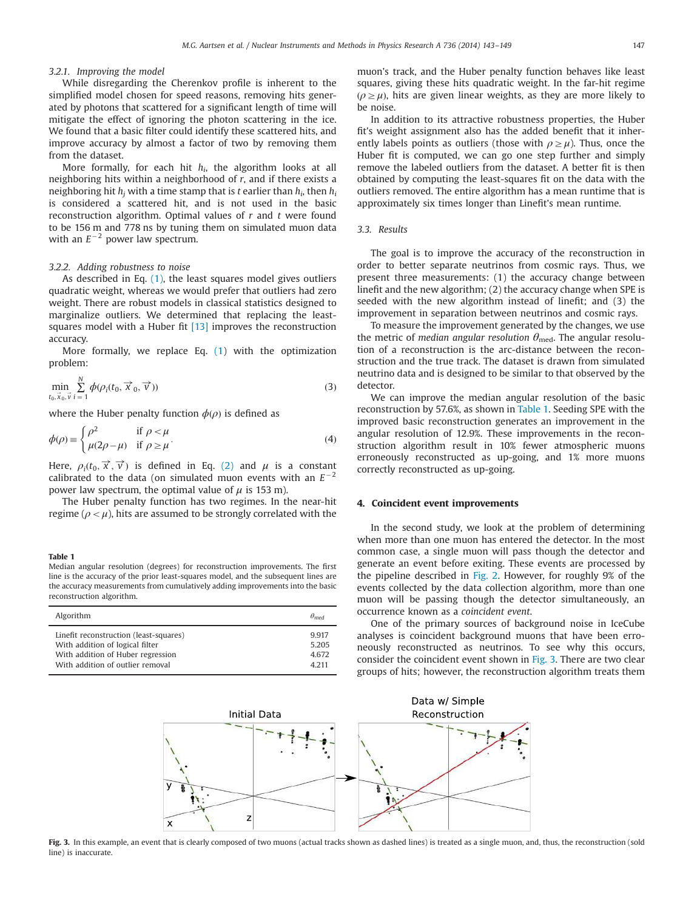#### 3.2.1. Improving the model

While disregarding the Cherenkov profile is inherent to the simplified model chosen for speed reasons, removing hits generated by photons that scattered for a significant length of time will mitigate the effect of ignoring the photon scattering in the ice. We found that a basic filter could identify these scattered hits, and improve accuracy by almost a factor of two by removing them from the dataset.

More formally, for each hit $h_i$, the algorithm looks at all neighboring hits within a neighborhood of $r$, and if there exists a neighboring hit $h_j$ with a time stamp that is $t$ earlier than $h_i$, then $h_i$ is considered a scattered hit, and is not used in the basic reconstruction algorithm. Optimal values of $r$ and $t$ were found to be 156 m and 778 ns by tuning them on simulated muon data with an $E^{-2}$ power law spectrum.

#### 3.2.2. Adding robustness to noise

As described in Eq. (1), the least squares model gives outliers quadratic weight, whereas we would prefer that outliers had zero weight. There are robust models in classical statistics designed to marginalize outliers. We determined that replacing the least-squares model with a Huber fit [13] improves the reconstruction accuracy.

More formally, we replace Eq. (1) with the optimization problem:

$$\min_{t_0, \vec{x}_0, \vec{v}} \sum_{i=1}^{N} \phi(\rho_i(t_0, \vec{x}_0, \vec{v})) \tag{3}$$

where the Huber penalty function $\phi(\rho)$ is defined as

$$\phi(\rho) \equiv \begin{cases} \rho^2 & \text{if } \rho < \mu \\ \mu(2\rho - \mu) & \text{if } \rho \geq \mu \end{cases}. \tag{4}$$

Here, $\rho_i(t_0, \vec{x}, \vec{v})$ is defined in Eq. (2) and $\mu$ is a constant calibrated to the data (on simulated muon events with an $E^{-2}$ power law spectrum, the optimal value of $\mu$ is 153 m).

The Huber penalty function has two regimes. In the near-hit regime ($\rho < \mu$), hits are assumed to be strongly correlated with the muon's track, and the Huber penalty function behaves like least squares, giving these hits quadratic weight. In the far-hit regime ($\rho \geq \mu$), hits are given linear weights, as they are more likely to be noise.

In addition to its attractive robustness properties, the Huber fit's weight assignment also has the added benefit that it inherently labels points as outliers (those with $\rho \geq \mu$). Thus, once the Huber fit is computed, we can go one step further and simply remove the labeled outliers from the dataset. A better fit is then obtained by computing the least-squares fit on the data with the outliers removed. The entire algorithm has a mean runtime that is approximately six times longer than Linefit's mean runtime.

**Table 1**
Median angular resolution (degrees) for reconstruction improvements. The first line is the accuracy of the prior least-squares model, and the subsequent lines are the accuracy measurements from cumulatively adding improvements into the basic reconstruction algorithm.

| Algorithm | $\theta_{med}$ |
|---|---|
| Linefit reconstruction (least-squares) | 9.917 |
| With addition of logical filter | 5.205 |
| With addition of Huber regression | 4.672 |
| With addition of outlier removal | 4.211 |

### 3.3. Results

The goal is to improve the accuracy of the reconstruction in order to better separate neutrinos from cosmic rays. Thus, we present three measurements: (1) the accuracy change between linefit and the new algorithm; (2) the accuracy change when SPE is seeded with the new algorithm instead of linefit; and (3) the improvement in separation between neutrinos and cosmic rays.

To measure the improvement generated by the changes, we use the metric of *median angular resolution* $\theta_{\text{med}}$. The angular resolution of a reconstruction is the arc-distance between the reconstruction and the true track. The dataset is drawn from simulated neutrino data and is designed to be similar to that observed by the detector.

We can improve the median angular resolution of the basic reconstruction by 57.6%, as shown in Table 1. Seeding SPE with the improved basic reconstruction generates an improvement in the angular resolution of 12.9%. These improvements in the reconstruction algorithm result in 10% fewer atmospheric muons erroneously reconstructed as up-going, and 1% more muons correctly reconstructed as up-going.

## 4. Coincident event improvements

In the second study, we look at the problem of determining when more than one muon has entered the detector. In the most common case, a single muon will pass though the detector and generate an event before exiting. These events are processed by the pipeline described in Fig. 2. However, for roughly 9% of the events collected by the data collection algorithm, more than one muon will be passing though the detector simultaneously, an occurrence known as a *coincident event*.

One of the primary sources of background noise in IceCube analyses is coincident background muons that have been erroneously reconstructed as neutrinos. To see why this occurs, consider the coincident event shown in Fig. 3. There are two clear groups of hits; however, the reconstruction algorithm treats them

**Fig. 3.** In this example, an event that is clearly composed of two muons (actual tracks shown as dashed lines) is treated as a single muon, and, thus, the reconstruction (sold line) is inaccurate.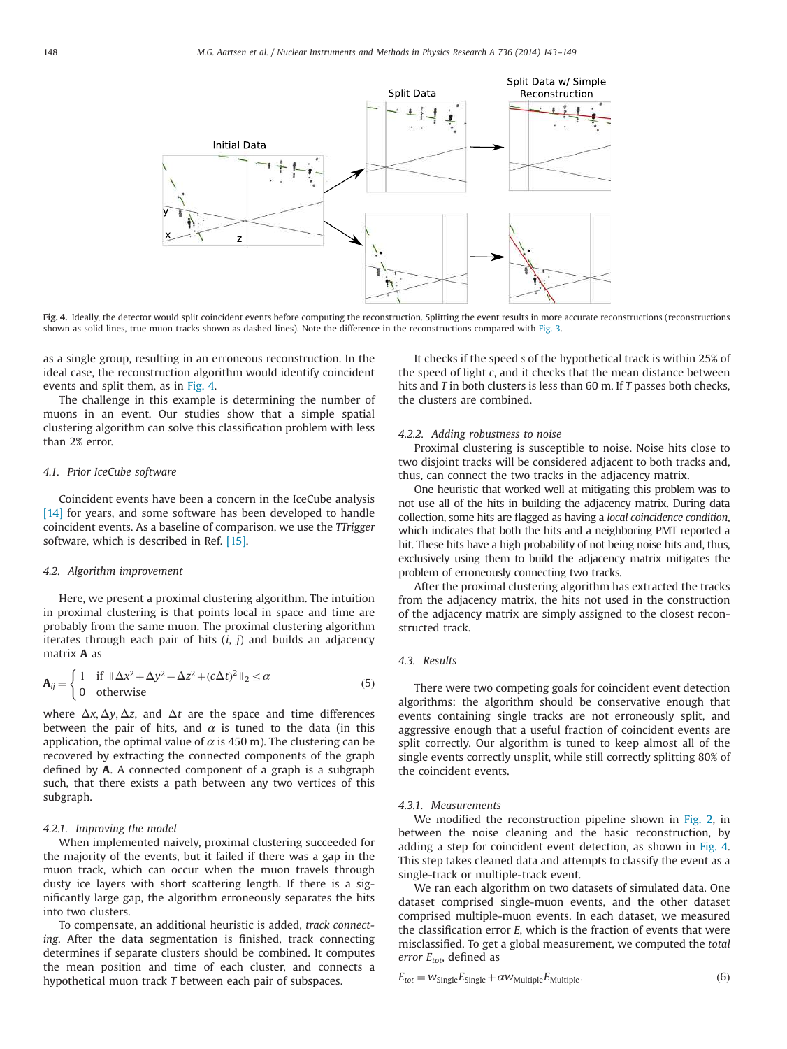Initial Data

Split Data

Split Data w/ Simple Reconstruction

y

x

z

**Fig. 4.** Ideally, the detector would split coincident events before computing the reconstruction. Splitting the event results in more accurate reconstructions (reconstructions shown as solid lines, true muon tracks shown as dashed lines). Note the difference in the reconstructions compared with Fig. 3.

as a single group, resulting in an erroneous reconstruction. In the ideal case, the reconstruction algorithm would identify coincident events and split them, as in Fig. 4.

The challenge in this example is determining the number of muons in an event. Our studies show that a simple spatial clustering algorithm can solve this classification problem with less than 2% error.

### 4.1. Prior IceCube software

Coincident events have been a concern in the IceCube analysis [14] for years, and some software has been developed to handle coincident events. As a baseline of comparison, we use the *TTrigger* software, which is described in Ref. [15].

### 4.2. Algorithm improvement

Here, we present a proximal clustering algorithm. The intuition in proximal clustering is that points local in space and time are probably from the same muon. The proximal clustering algorithm iterates through each pair of hits $(i, j)$ and builds an adjacency matrix $\mathbf{A}$ as

$$\mathbf{A}_{ij} = \begin{cases} 1 & \text{if } \| \Delta x^2 + \Delta y^2 + \Delta z^2 + (c\Delta t)^2 \|_2 \leq \alpha \\ 0 & \text{otherwise} \end{cases} \tag{5}$$

where $\Delta x, \Delta y, \Delta z$, and $\Delta t$ are the space and time differences between the pair of hits, and $\alpha$ is tuned to the data (in this application, the optimal value of $\alpha$ is 450 m). The clustering can be recovered by extracting the connected components of the graph defined by $\mathbf{A}$. A connected component of a graph is a subgraph such, that there exists a path between any two vertices of this subgraph.

#### 4.2.1. Improving the model

When implemented naively, proximal clustering succeeded for the majority of the events, but it failed if there was a gap in the muon track, which can occur when the muon travels through dusty ice layers with short scattering length. If there is a significantly large gap, the algorithm erroneously separates the hits into two clusters.

To compensate, an additional heuristic is added, *track connecting*. After the data segmentation is finished, track connecting determines if separate clusters should be combined. It computes the mean position and time of each cluster, and connects a hypothetical muon track $T$ between each pair of subspaces.

It checks if the speed $s$ of the hypothetical track is within 25% of the speed of light $c$, and it checks that the mean distance between hits and $T$ in both clusters is less than 60 m. If $T$ passes both checks, the clusters are combined.

#### 4.2.2. Adding robustness to noise

Proximal clustering is susceptible to noise. Noise hits close to two disjoint tracks will be considered adjacent to both tracks and, thus, can connect the two tracks in the adjacency matrix.

One heuristic that worked well at mitigating this problem was to not use all of the hits in building the adjacency matrix. During data collection, some hits are flagged as having a *local coincidence condition*, which indicates that both the hits and a neighboring PMT reported a hit. These hits have a high probability of not being noise hits and, thus, exclusively using them to build the adjacency matrix mitigates the problem of erroneously connecting two tracks.

After the proximal clustering algorithm has extracted the tracks from the adjacency matrix, the hits not used in the construction of the adjacency matrix are simply assigned to the closest reconstructed track.

### 4.3. Results

There were two competing goals for coincident event detection algorithms: the algorithm should be conservative enough that events containing single tracks are not erroneously split, and aggressive enough that a useful fraction of coincident events are split correctly. Our algorithm is tuned to keep almost all of the single events correctly unsplit, while still correctly splitting 80% of the coincident events.

#### 4.3.1. Measurements

We modified the reconstruction pipeline shown in Fig. 2, in between the noise cleaning and the basic reconstruction, by adding a step for coincident event detection, as shown in Fig. 4. This step takes cleaned data and attempts to classify the event as a single-track or multiple-track event.

We ran each algorithm on two datasets of simulated data. One dataset comprised single-muon events, and the other dataset comprised multiple-muon events. In each dataset, we measured the classification error $E$, which is the fraction of events that were misclassified. To get a global measurement, we computed the *total error* $E_{tot}$, defined as

$$E_{tot} = w_{\text{Single}} E_{\text{Single}} + \alpha w_{\text{Multiple}} E_{\text{Multiple}}. \tag{6}$$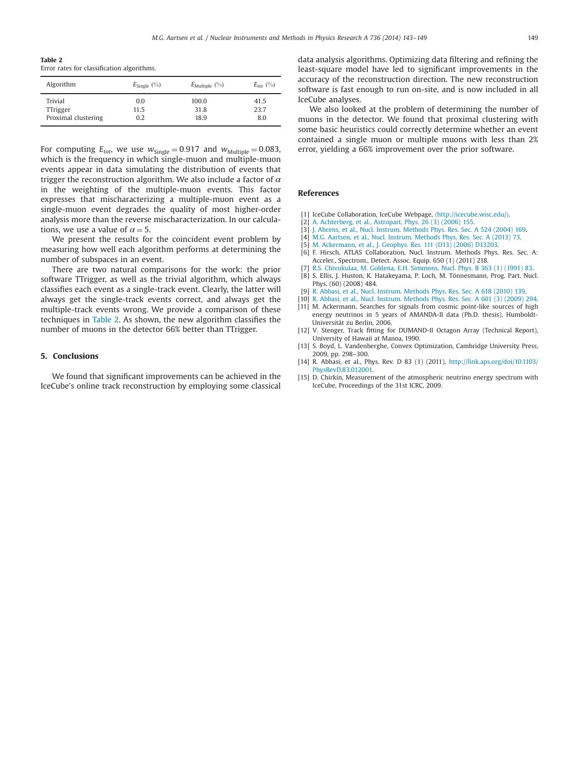**Table 2**
Error rates for classification algorithms.

| Algorithm | $E_{\text{Single}}$ (%) | $E_{\text{Multiple}}$ (%) | $E_{tot}$ (%) |
|---|---|---|---|
| Trivial | 0.0 | 100.0 | 41.5 |
| TTrigger | 11.5 | 31.8 | 23.7 |
| Proximal clustering | 0.2 | 18.9 | 8.0 |

For computing $E_{tot}$, we use $w_{\text{Single}} = 0.917$ and $w_{\text{Multiple}} = 0.083$, which is the frequency in which single-muon and multiple-muon events appear in data simulating the distribution of events that trigger the reconstruction algorithm. We also include a factor of $\alpha$ in the weighting of the multiple-muon events. This factor expresses that mischaracterizing a multiple-muon event as a single-muon event degrades the quality of most higher-order analysis more than the reverse mischaracterization. In our calculations, we use a value of $\alpha = 5$.

We present the results for the coincident event problem by measuring how well each algorithm performs at determining the number of subspaces in an event.

There are two natural comparisons for the work: the prior software TTrigger, as well as the trivial algorithm, which always classifies each event as a single-track event. Clearly, the latter will always get the single-track events correct, and always get the multiple-track events wrong. We provide a comparison of these techniques in Table 2. As shown, the new algorithm classifies the number of muons in the detector 66% better than TTrigger.

## 5. Conclusions

We found that significant improvements can be achieved in the IceCube's online track reconstruction by employing some classical data analysis algorithms. Optimizing data filtering and refining the least-square model have led to significant improvements in the accuracy of the reconstruction direction. The new reconstruction software is fast enough to run on-site, and is now included in all IceCube analyses.

We also looked at the problem of determining the number of muons in the detector. We found that proximal clustering with some basic heuristics could correctly determine whether an event contained a single muon or multiple muons with less than 2% error, yielding a 66% improvement over the prior software.

## References

[1] IceCube Collaboration, IceCube Webpage, ⟨http://icecube.wisc.edu/⟩.
[2] A. Achterberg, et al., Astropart. Phys. 26 (3) (2006) 155.
[3] J. Ahrens, et al., Nucl. Instrum. Methods Phys. Res. Sec. A 524 (2004) 169.
[4] M.G. Aartsen, et al., Nucl. Instrum. Methods Phys. Res. Sec. A (2013) 73.
[5] M. Ackermann, et al., J. Geophys. Res. 111 (D13) (2006) D13203.
[6] F. Hirsch, ATLAS Collaboration, Nucl. Instrum. Methods Phys. Res. Sec. A: Acceler., Spectrom., Detect. Assoc. Equip. 650 (1) (2011) 218.
[7] R.S. Chivukulaa, M. Goldena, E.H. Simmons, Nucl. Phys. B 363 (1) (1991) 83.
[8] S. Ellis, J. Huston, K. Hatakeyama, P. Loch, M. Tönnesmann, Prog. Part. Nucl. Phys. (60) (2008) 484.
[9] R. Abbasi, et al., Nucl. Instrum. Methods Phys. Res. Sec. A 618 (2010) 139.
[10] R. Abbasi, et al., Nucl. Instrum. Methods Phys. Res. Sec. A 601 (3) (2009) 294.
[11] M. Ackermann, Searches for signals from cosmic point-like sources of high energy neutrinos in 5 years of AMANDA-II data (Ph.D. thesis), Humboldt-Universität zu Berlin, 2006.
[12] V. Stenger, Track fitting for DUMAND-II Octagon Array (Technical Report), University of Hawaii at Manoa, 1990.
[13] S. Boyd, L. Vandenberghe, Convex Optimization, Cambridge University Press, 2009, pp. 298–300.
[14] R. Abbasi, et al., Phys. Rev. D 83 (1) (2011), http://link.aps.org/doi/10.1103/PhysRevD.83.012001.
[15] D. Chirkin, Measurement of the atmospheric neutrino energy spectrum with IceCube, Proceedings of the 31st ICRC, 2009.